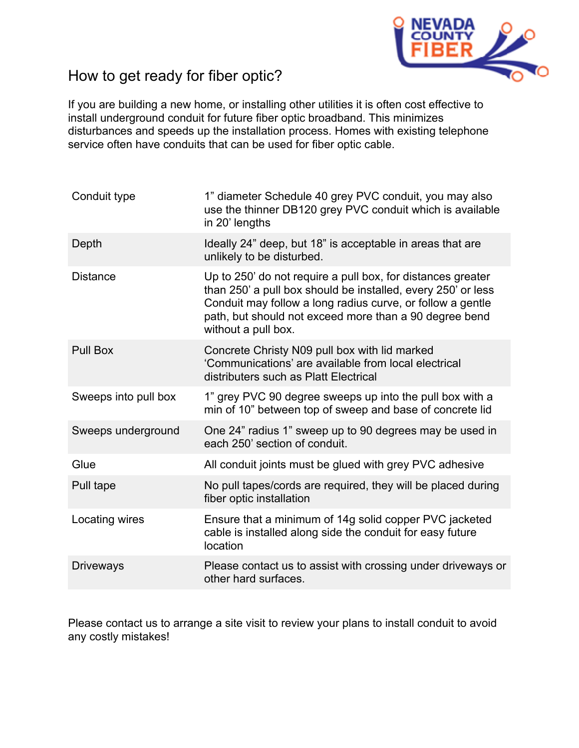# How to get ready for fiber optic?

If you are building a new home, or installing other utilities it is often cost effective to install underground conduit for future fiber optic broadband. This minimizes disturbances and speeds up the installation process. Homes with existing telephone service often have conduits that can be used for fiber optic cable.

| | |
|---|---|
| Conduit type | 1" diameter Schedule 40 grey PVC conduit, you may also use the thinner DB120 grey PVC conduit which is available in 20' lengths |
| Depth | Ideally 24" deep, but 18" is acceptable in areas that are unlikely to be disturbed. |
| Distance | Up to 250' do not require a pull box, for distances greater than 250' a pull box should be installed, every 250' or less Conduit may follow a long radius curve, or follow a gentle path, but should not exceed more than a 90 degree bend without a pull box. |
| Pull Box | Concrete Christy N09 pull box with lid marked 'Communications' are available from local electrical distributers such as Platt Electrical |
| Sweeps into pull box | 1" grey PVC 90 degree sweeps up into the pull box with a min of 10" between top of sweep and base of concrete lid |
| Sweeps underground | One 24" radius 1" sweep up to 90 degrees may be used in each 250' section of conduit. |
| Glue | All conduit joints must be glued with grey PVC adhesive |
| Pull tape | No pull tapes/cords are required, they will be placed during fiber optic installation |
| Locating wires | Ensure that a minimum of 14g solid copper PVC jacketed cable is installed along side the conduit for easy future location |
| Driveways | Please contact us to assist with crossing under driveways or other hard surfaces. |

Please contact us to arrange a site visit to review your plans to install conduit to avoid any costly mistakes!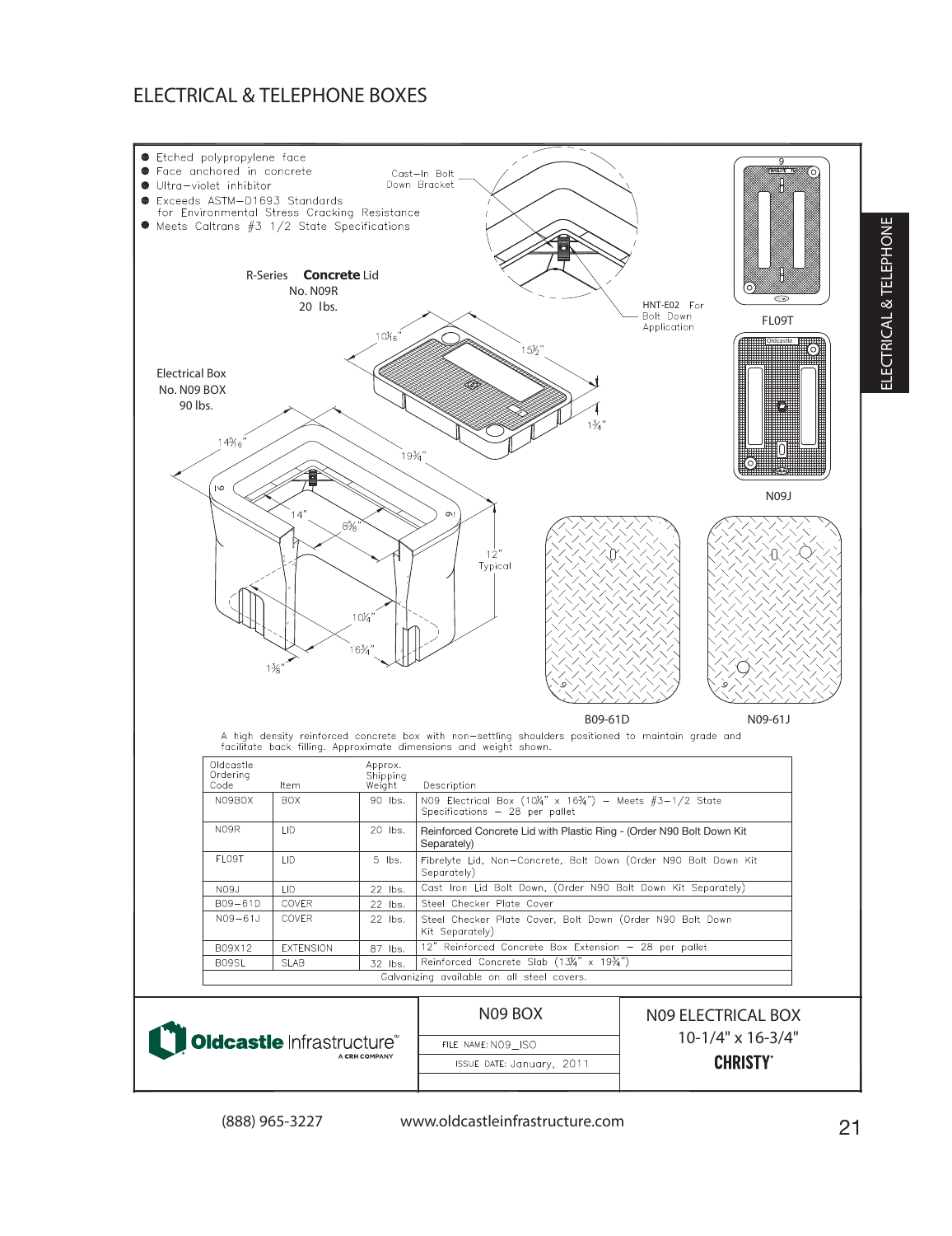# ELECTRICAL & TELEPHONE BOXES

- Etched polypropylene face
- Face anchored in concrete
- Ultra-violet inhibitor
- Exceeds ASTM-D1693 Standards for Environmental Stress Cracking Resistance
- Meets Caltrans #3 1/2 State Specifications

Cast-In Bolt Down Bracket

R-Series **Concrete** Lid
No. N09R
20 lbs.

HNT-E02 For Bolt Down Application

Electrical Box
No. N09 BOX
90 lbs.

10⁵⁄₁₆"
15½"
1¾"
14⁵⁄₁₆"
19¾"
14"
8⅝"
12" Typical
10¼"
16¾"
1⅜"

FL09T

N09J

B09-61D

N09-61J

ELECTRICAL & TELEPHONE

A high density reinforced concrete box with non-settling shoulders positioned to maintain grade and facilitate back filling. Approximate dimensions and weight shown.

| Oldcastle Ordering Code | Item | Approx. Shipping Weight | Description |
|---|---|---|---|
| N09BOX | BOX | 90 lbs. | N09 Electrical Box (10¼" x 16¾") – Meets #3-1/2 State Specifications – 28 per pallet |
| N09R | LID | 20 lbs. | Reinforced Concrete Lid with Plastic Ring - (Order N90 Bolt Down Kit Separately) |
| FL09T | LID | 5 lbs. | Fibrelyte Lid, Non-Concrete, Bolt Down (Order N90 Bolt Down Kit Separately) |
| N09J | LID | 22 lbs. | Cast Iron Lid Bolt Down, (Order N90 Bolt Down Kit Separately) |
| B09-61D | COVER | 22 lbs. | Steel Checker Plate Cover |
| N09-61J | COVER | 22 lbs. | Steel Checker Plate Cover, Bolt Down (Order N90 Bolt Down Kit Separately) |
| B09X12 | EXTENSION | 87 lbs. | 12" Reinforced Concrete Box Extension – 28 per pallet |
| B09SL | SLAB | 32 lbs. | Reinforced Concrete Slab (13¼" x 19¾") |
| Galvanizing available on all steel covers. | | | |

Oldcastle Infrastructure™ A CRH COMPANY

N09 BOX

FILE NAME: N09_ISO

ISSUE DATE: January, 2011

N09 ELECTRICAL BOX
10-1/4" x 16-3/4"
CHRISTY®

(888) 965-3227 www.oldcastleinfrastructure.com